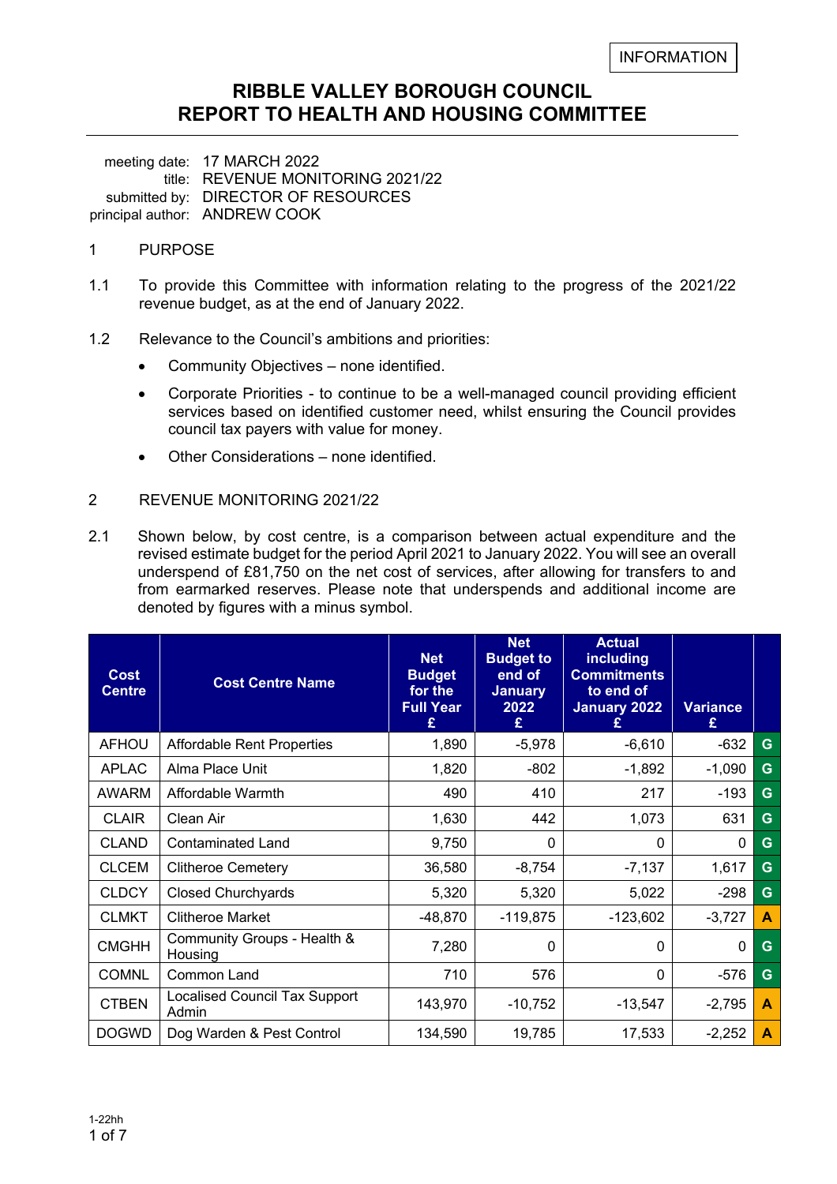INFORMATION

# RIBBLE VALLEY BOROUGH COUNCIL
## REPORT TO HEALTH AND HOUSING COMMITTEE

meeting date: 17 MARCH 2022
title: REVENUE MONITORING 2021/22
submitted by: DIRECTOR OF RESOURCES
principal author: ANDREW COOK

1 PURPOSE

1.1 To provide this Committee with information relating to the progress of the 2021/22 revenue budget, as at the end of January 2022.

1.2 Relevance to the Council's ambitions and priorities:

- Community Objectives – none identified.
- Corporate Priorities - to continue to be a well-managed council providing efficient services based on identified customer need, whilst ensuring the Council provides council tax payers with value for money.
- Other Considerations – none identified.

2 REVENUE MONITORING 2021/22

2.1 Shown below, by cost centre, is a comparison between actual expenditure and the revised estimate budget for the period April 2021 to January 2022. You will see an overall underspend of £81,750 on the net cost of services, after allowing for transfers to and from earmarked reserves. Please note that underspends and additional income are denoted by figures with a minus symbol.

| Cost Centre | Cost Centre Name | Net Budget for the Full Year £ | Net Budget to end of January 2022 £ | Actual including Commitments to end of January 2022 £ | Variance £ | |
|---|---|---|---|---|---|---|
| AFHOU | Affordable Rent Properties | 1,890 | -5,978 | -6,610 | -632 | G |
| APLAC | Alma Place Unit | 1,820 | -802 | -1,892 | -1,090 | G |
| AWARM | Affordable Warmth | 490 | 410 | 217 | -193 | G |
| CLAIR | Clean Air | 1,630 | 442 | 1,073 | 631 | G |
| CLAND | Contaminated Land | 9,750 | 0 | 0 | 0 | G |
| CLCEM | Clitheroe Cemetery | 36,580 | -8,754 | -7,137 | 1,617 | G |
| CLDCY | Closed Churchyards | 5,320 | 5,320 | 5,022 | -298 | G |
| CLMKT | Clitheroe Market | -48,870 | -119,875 | -123,602 | -3,727 | A |
| CMGHH | Community Groups - Health & Housing | 7,280 | 0 | 0 | 0 | G |
| COMNL | Common Land | 710 | 576 | 0 | -576 | G |
| CTBEN | Localised Council Tax Support Admin | 143,970 | -10,752 | -13,547 | -2,795 | A |
| DOGWD | Dog Warden & Pest Control | 134,590 | 19,785 | 17,533 | -2,252 | A |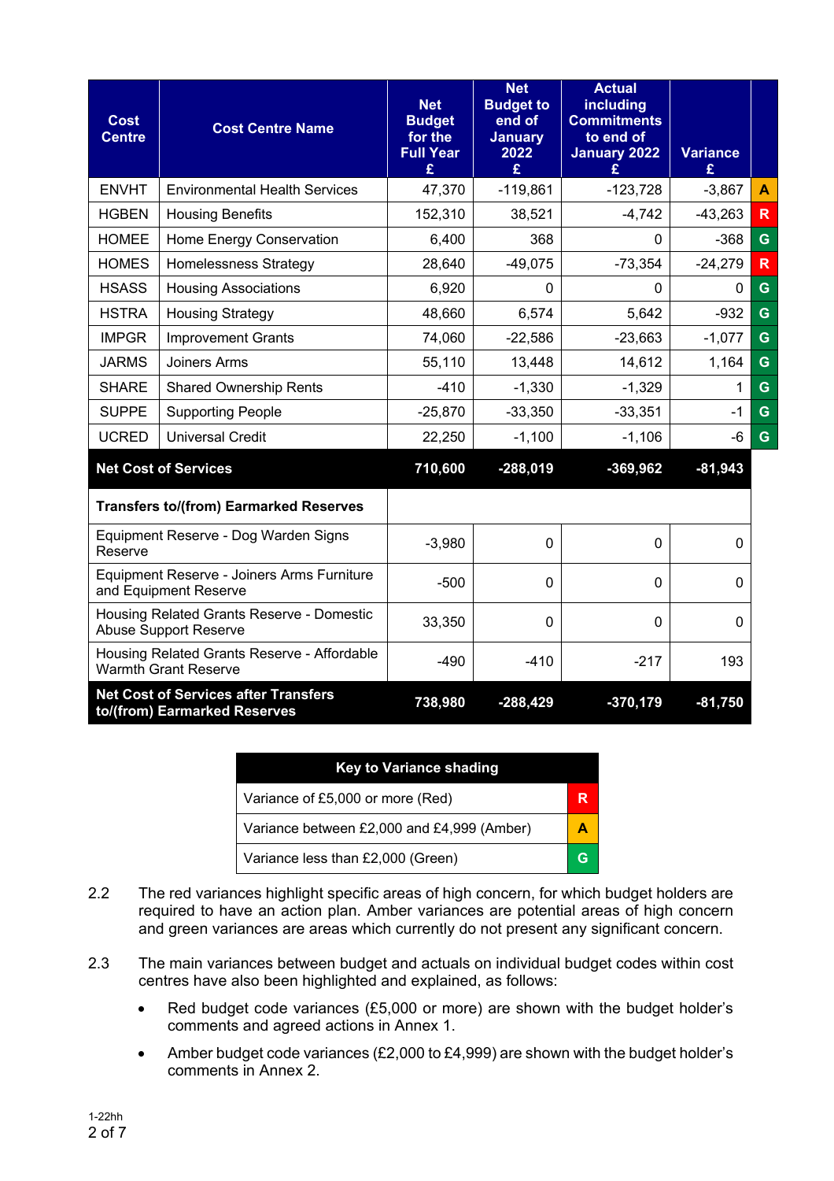| Cost Centre | Cost Centre Name | Net Budget for the Full Year £ | Net Budget to end of January 2022 £ | Actual including Commitments to end of January 2022 £ | Variance £ | |
|---|---|---|---|---|---|---|
| ENVHT | Environmental Health Services | 47,370 | -119,861 | -123,728 | -3,867 | A |
| HGBEN | Housing Benefits | 152,310 | 38,521 | -4,742 | -43,263 | R |
| HOMEE | Home Energy Conservation | 6,400 | 368 | 0 | -368 | G |
| HOMES | Homelessness Strategy | 28,640 | -49,075 | -73,354 | -24,279 | R |
| HSASS | Housing Associations | 6,920 | 0 | 0 | 0 | G |
| HSTRA | Housing Strategy | 48,660 | 6,574 | 5,642 | -932 | G |
| IMPGR | Improvement Grants | 74,060 | -22,586 | -23,663 | -1,077 | G |
| JARMS | Joiners Arms | 55,110 | 13,448 | 14,612 | 1,164 | G |
| SHARE | Shared Ownership Rents | -410 | -1,330 | -1,329 | 1 | G |
| SUPPE | Supporting People | -25,870 | -33,350 | -33,351 | -1 | G |
| UCRED | Universal Credit | 22,250 | -1,100 | -1,106 | -6 | G |
| **Net Cost of Services** | | **710,600** | **-288,019** | **-369,962** | **-81,943** | |
| **Transfers to/(from) Earmarked Reserves** | | | | | | |
| Equipment Reserve - Dog Warden Signs Reserve | | -3,980 | 0 | 0 | 0 | |
| Equipment Reserve - Joiners Arms Furniture and Equipment Reserve | | -500 | 0 | 0 | 0 | |
| Housing Related Grants Reserve - Domestic Abuse Support Reserve | | 33,350 | 0 | 0 | 0 | |
| Housing Related Grants Reserve - Affordable Warmth Grant Reserve | | -490 | -410 | -217 | 193 | |
| **Net Cost of Services after Transfers to/(from) Earmarked Reserves** | | **738,980** | **-288,429** | **-370,179** | **-81,750** | |

| Key to Variance shading | |
|---|---|
| Variance of £5,000 or more (Red) | R |
| Variance between £2,000 and £4,999 (Amber) | A |
| Variance less than £2,000 (Green) | G |

2.2 The red variances highlight specific areas of high concern, for which budget holders are required to have an action plan. Amber variances are potential areas of high concern and green variances are areas which currently do not present any significant concern.

2.3 The main variances between budget and actuals on individual budget codes within cost centres have also been highlighted and explained, as follows:

- Red budget code variances (£5,000 or more) are shown with the budget holder's comments and agreed actions in Annex 1.
- Amber budget code variances (£2,000 to £4,999) are shown with the budget holder's comments in Annex 2.

1-22hh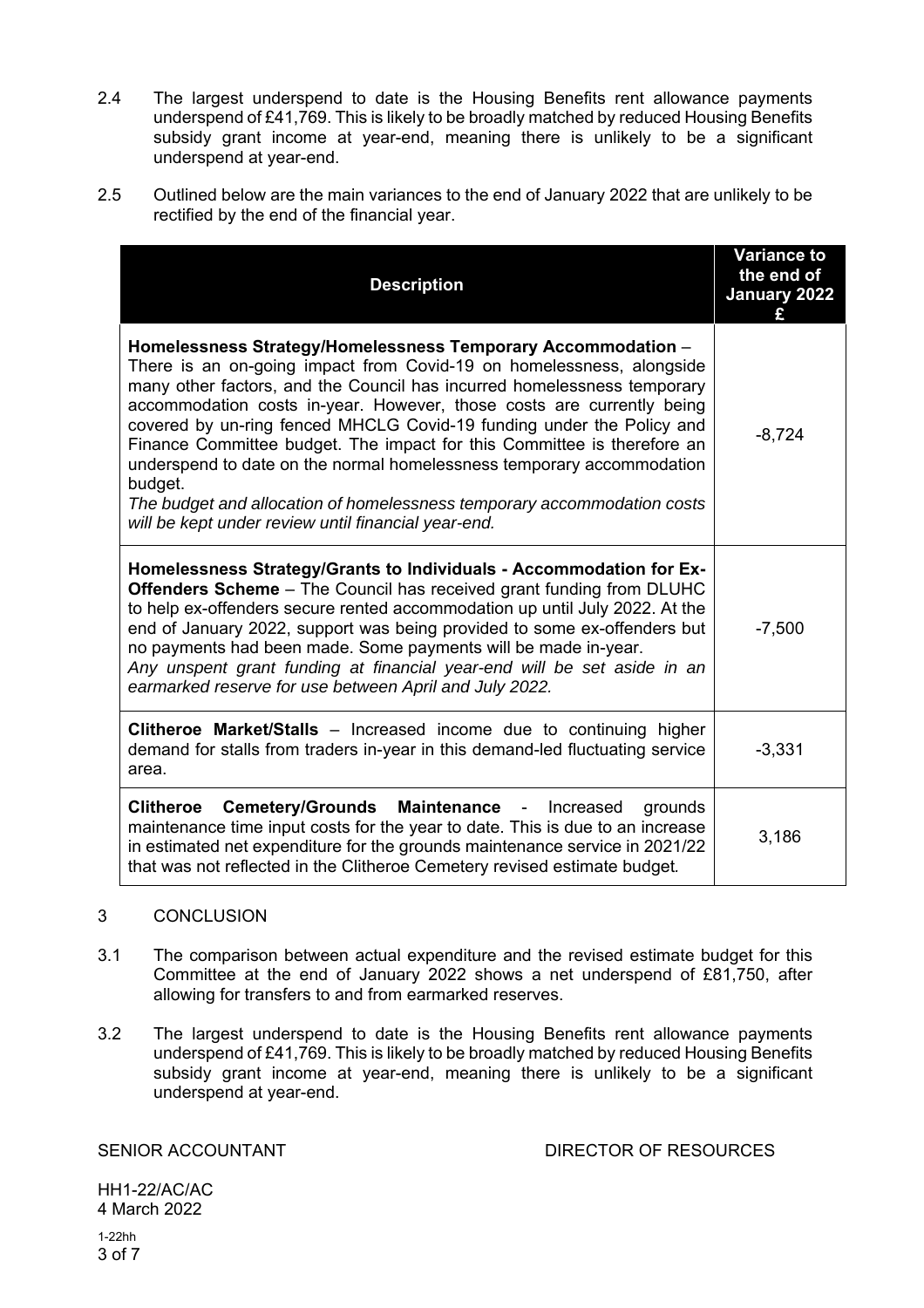2.4 The largest underspend to date is the Housing Benefits rent allowance payments underspend of £41,769. This is likely to be broadly matched by reduced Housing Benefits subsidy grant income at year-end, meaning there is unlikely to be a significant underspend at year-end.

2.5 Outlined below are the main variances to the end of January 2022 that are unlikely to be rectified by the end of the financial year.

| Description | Variance to the end of January 2022 £ |
|---|---|
| **Homelessness Strategy/Homelessness Temporary Accommodation** – There is an on-going impact from Covid-19 on homelessness, alongside many other factors, and the Council has incurred homelessness temporary accommodation costs in-year. However, those costs are currently being covered by un-ring fenced MHCLG Covid-19 funding under the Policy and Finance Committee budget. The impact for this Committee is therefore an underspend to date on the normal homelessness temporary accommodation budget. *The budget and allocation of homelessness temporary accommodation costs will be kept under review until financial year-end.* | -8,724 |
| **Homelessness Strategy/Grants to Individuals - Accommodation for Ex-Offenders Scheme** – The Council has received grant funding from DLUHC to help ex-offenders secure rented accommodation up until July 2022. At the end of January 2022, support was being provided to some ex-offenders but no payments had been made. Some payments will be made in-year. *Any unspent grant funding at financial year-end will be set aside in an earmarked reserve for use between April and July 2022.* | -7,500 |
| **Clitheroe Market/Stalls** – Increased income due to continuing higher demand for stalls from traders in-year in this demand-led fluctuating service area. | -3,331 |
| **Clitheroe Cemetery/Grounds Maintenance** - Increased grounds maintenance time input costs for the year to date. This is due to an increase in estimated net expenditure for the grounds maintenance service in 2021/22 that was not reflected in the Clitheroe Cemetery revised estimate budget. | 3,186 |

## 3 CONCLUSION

3.1 The comparison between actual expenditure and the revised estimate budget for this Committee at the end of January 2022 shows a net underspend of £81,750, after allowing for transfers to and from earmarked reserves.

3.2 The largest underspend to date is the Housing Benefits rent allowance payments underspend of £41,769. This is likely to be broadly matched by reduced Housing Benefits subsidy grant income at year-end, meaning there is unlikely to be a significant underspend at year-end.

SENIOR ACCOUNTANT DIRECTOR OF RESOURCES

HH1-22/AC/AC
4 March 2022

1-22hh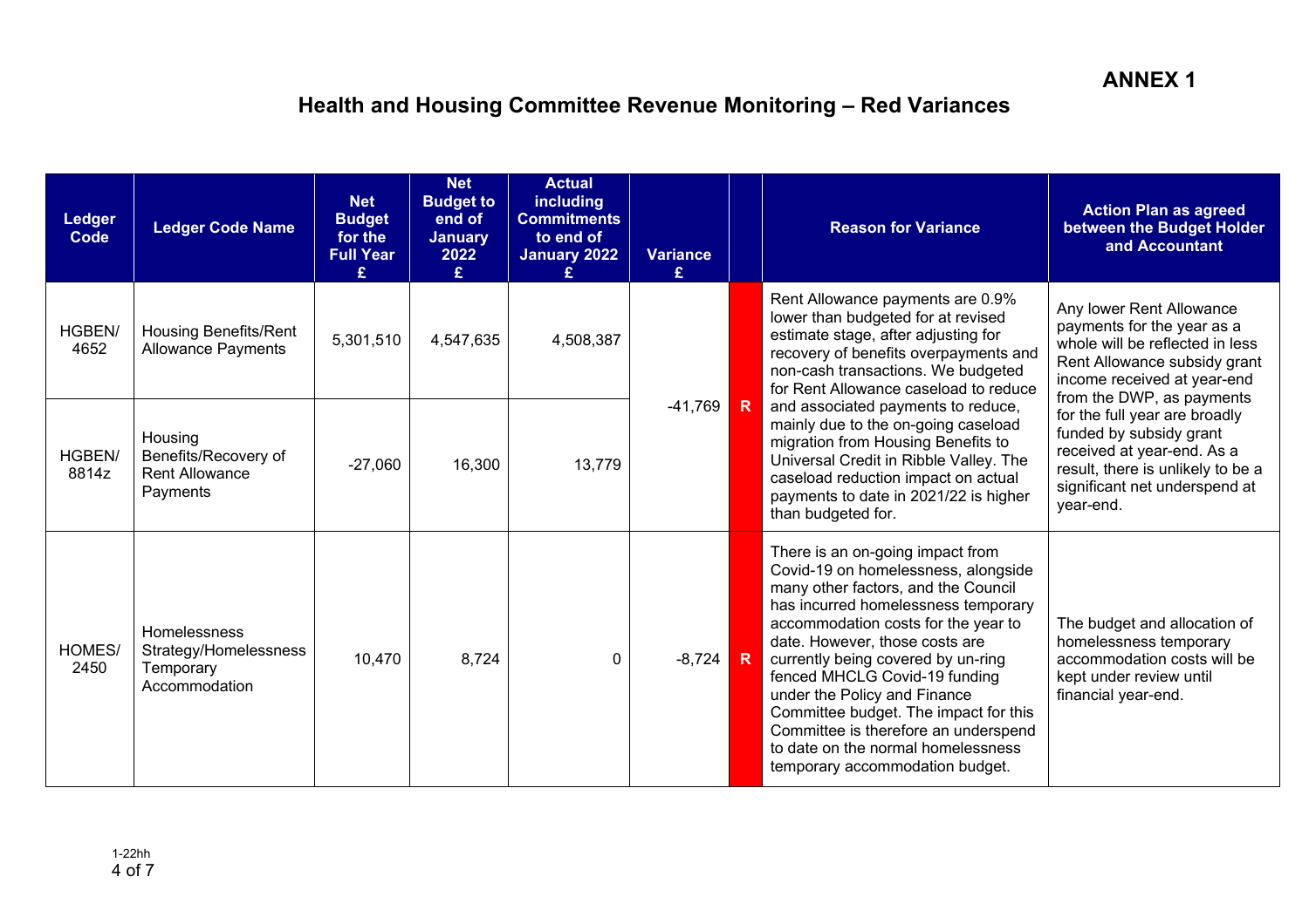**ANNEX 1**

# Health and Housing Committee Revenue Monitoring – Red Variances

| Ledger Code | Ledger Code Name | Net Budget for the Full Year £ | Net Budget to end of January 2022 £ | Actual including Commitments to end of January 2022 £ | Variance £ | | Reason for Variance | Action Plan as agreed between the Budget Holder and Accountant |
|---|---|---|---|---|---|---|---|---|
| HGBEN/ 4652 | Housing Benefits/Rent Allowance Payments | 5,301,510 | 4,547,635 | 4,508,387 | -41,769 | R | Rent Allowance payments are 0.9% lower than budgeted for at revised estimate stage, after adjusting for recovery of benefits overpayments and non-cash transactions. We budgeted for Rent Allowance caseload to reduce and associated payments to reduce, mainly due to the on-going caseload migration from Housing Benefits to Universal Credit in Ribble Valley. The caseload reduction impact on actual payments to date in 2021/22 is higher than budgeted for. | Any lower Rent Allowance payments for the year as a whole will be reflected in less Rent Allowance subsidy grant income received at year-end from the DWP, as payments for the full year are broadly funded by subsidy grant received at year-end. As a result, there is unlikely to be a significant net underspend at year-end. |
| HGBEN/ 8814z | Housing Benefits/Recovery of Rent Allowance Payments | -27,060 | 16,300 | 13,779 | | | | |
| HOMES/ 2450 | Homelessness Strategy/Homelessness Temporary Accommodation | 10,470 | 8,724 | 0 | -8,724 | R | There is an on-going impact from Covid-19 on homelessness, alongside many other factors, and the Council has incurred homelessness temporary accommodation costs for the year to date. However, those costs are currently being covered by un-ring fenced MHCLG Covid-19 funding under the Policy and Finance Committee budget. The impact for this Committee is therefore an underspend to date on the normal homelessness temporary accommodation budget. | The budget and allocation of homelessness temporary accommodation costs will be kept under review until financial year-end. |

1-22hh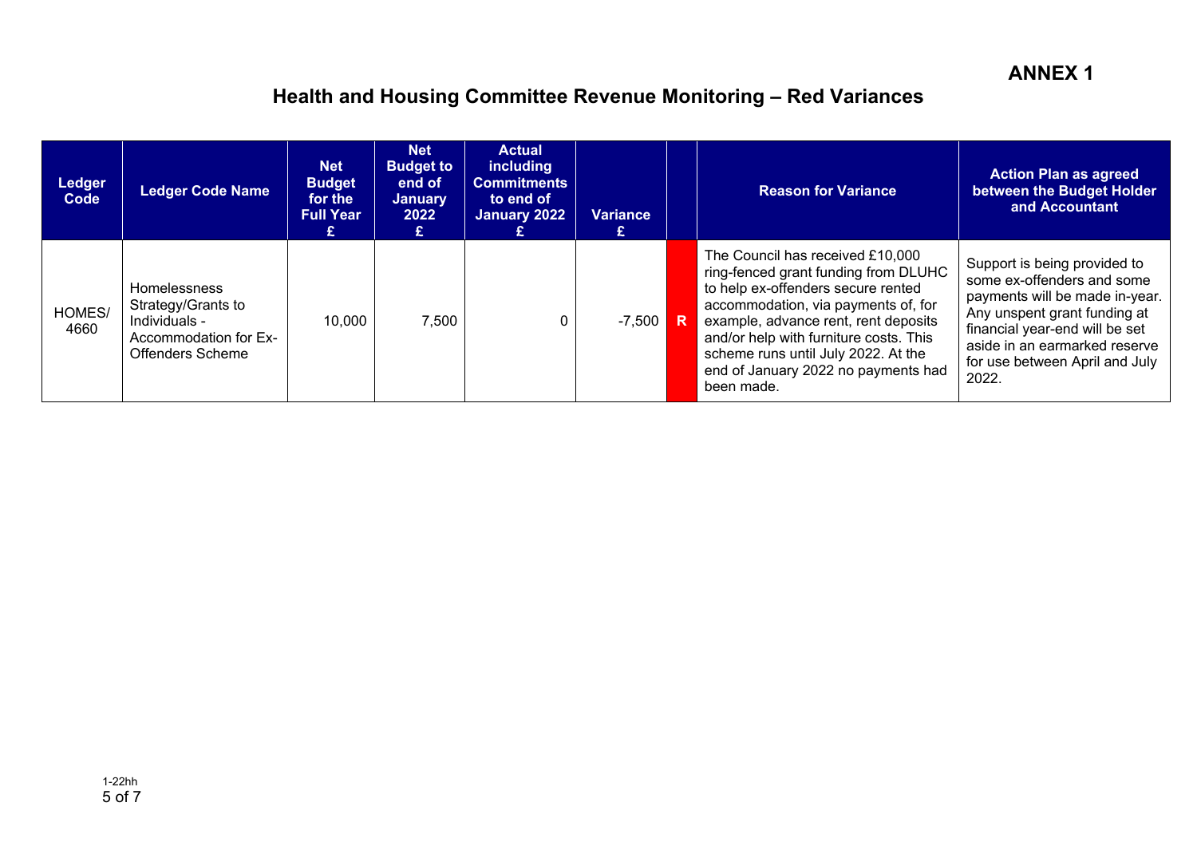**ANNEX 1**

# Health and Housing Committee Revenue Monitoring – Red Variances

| Ledger Code | Ledger Code Name | Net Budget for the Full Year £ | Net Budget to end of January 2022 £ | Actual including Commitments to end of January 2022 £ | Variance £ | | Reason for Variance | Action Plan as agreed between the Budget Holder and Accountant |
|---|---|---|---|---|---|---|---|---|
| HOMES/ 4660 | Homelessness Strategy/Grants to Individuals - Accommodation for Ex-Offenders Scheme | 10,000 | 7,500 | 0 | -7,500 | R | The Council has received £10,000 ring-fenced grant funding from DLUHC to help ex-offenders secure rented accommodation, via payments of, for example, advance rent, rent deposits and/or help with furniture costs. This scheme runs until July 2022. At the end of January 2022 no payments had been made. | Support is being provided to some ex-offenders and some payments will be made in-year. Any unspent grant funding at financial year-end will be set aside in an earmarked reserve for use between April and July 2022. |

1-22hh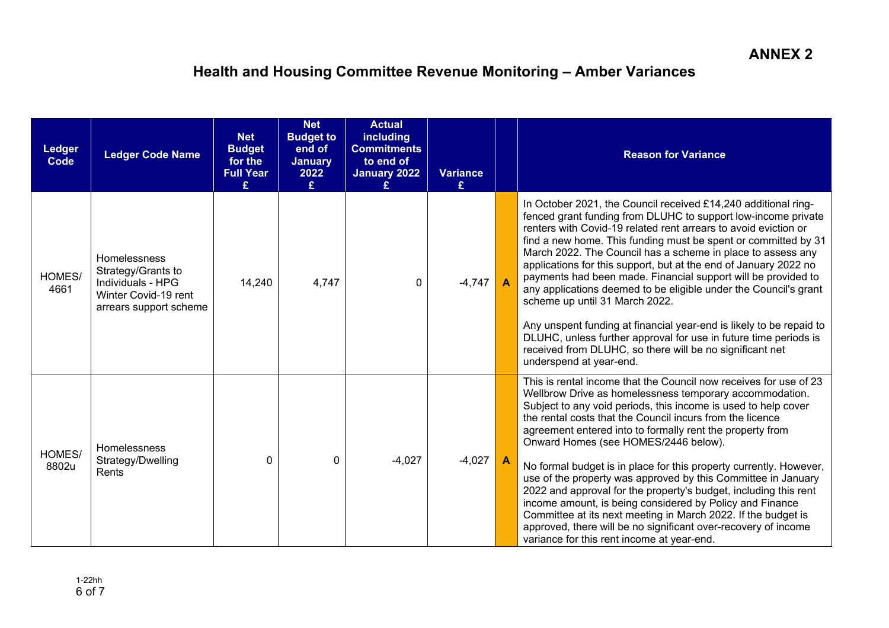**ANNEX 2**

# Health and Housing Committee Revenue Monitoring – Amber Variances

| Ledger Code | Ledger Code Name | Net Budget for the Full Year £ | Net Budget to end of January 2022 £ | Actual including Commitments to end of January 2022 £ | Variance £ | | Reason for Variance |
|---|---|---|---|---|---|---|---|
| HOMES/ 4661 | Homelessness Strategy/Grants to Individuals - HPG Winter Covid-19 rent arrears support scheme | 14,240 | 4,747 | 0 | -4,747 | A | In October 2021, the Council received £14,240 additional ring-fenced grant funding from DLUHC to support low-income private renters with Covid-19 related rent arrears to avoid eviction or find a new home. This funding must be spent or committed by 31 March 2022. The Council has a scheme in place to assess any applications for this support, but at the end of January 2022 no payments had been made. Financial support will be provided to any applications deemed to be eligible under the Council's grant scheme up until 31 March 2022.<br><br>Any unspent funding at financial year-end is likely to be repaid to DLUHC, unless further approval for use in future time periods is received from DLUHC, so there will be no significant net underspend at year-end. |
| HOMES/ 8802u | Homelessness Strategy/Dwelling Rents | 0 | 0 | -4,027 | -4,027 | A | This is rental income that the Council now receives for use of 23 Wellbrow Drive as homelessness temporary accommodation. Subject to any void periods, this income is used to help cover the rental costs that the Council incurs from the licence agreement entered into to formally rent the property from Onward Homes (see HOMES/2446 below).<br><br>No formal budget is in place for this property currently. However, use of the property was approved by this Committee in January 2022 and approval for the property's budget, including this rent income amount, is being considered by Policy and Finance Committee at its next meeting in March 2022. If the budget is approved, there will be no significant over-recovery of income variance for this rent income at year-end. |

1-22hh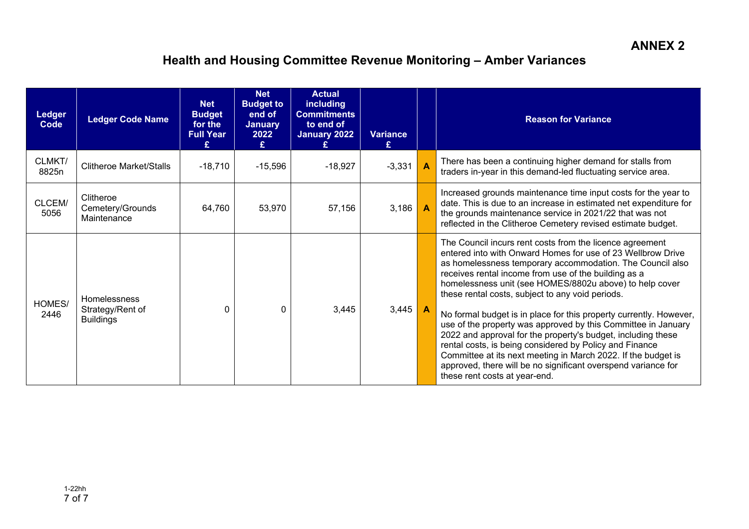**ANNEX 2**

# Health and Housing Committee Revenue Monitoring – Amber Variances

| Ledger Code | Ledger Code Name | Net Budget for the Full Year £ | Net Budget to end of January 2022 £ | Actual including Commitments to end of January 2022 £ | Variance £ | | Reason for Variance |
|---|---|---|---|---|---|---|---|
| CLMKT/ 8825n | Clitheroe Market/Stalls | -18,710 | -15,596 | -18,927 | -3,331 | A | There has been a continuing higher demand for stalls from traders in-year in this demand-led fluctuating service area. |
| CLCEM/ 5056 | Clitheroe Cemetery/Grounds Maintenance | 64,760 | 53,970 | 57,156 | 3,186 | A | Increased grounds maintenance time input costs for the year to date. This is due to an increase in estimated net expenditure for the grounds maintenance service in 2021/22 that was not reflected in the Clitheroe Cemetery revised estimate budget. |
| HOMES/ 2446 | Homelessness Strategy/Rent of Buildings | 0 | 0 | 3,445 | 3,445 | A | The Council incurs rent costs from the licence agreement entered into with Onward Homes for use of 23 Wellbrow Drive as homelessness temporary accommodation. The Council also receives rental income from use of the building as a homelessness unit (see HOMES/8802u above) to help cover these rental costs, subject to any void periods.<br><br>No formal budget is in place for this property currently. However, use of the property was approved by this Committee in January 2022 and approval for the property's budget, including these rental costs, is being considered by Policy and Finance Committee at its next meeting in March 2022. If the budget is approved, there will be no significant overspend variance for these rent costs at year-end. |

1-22hh